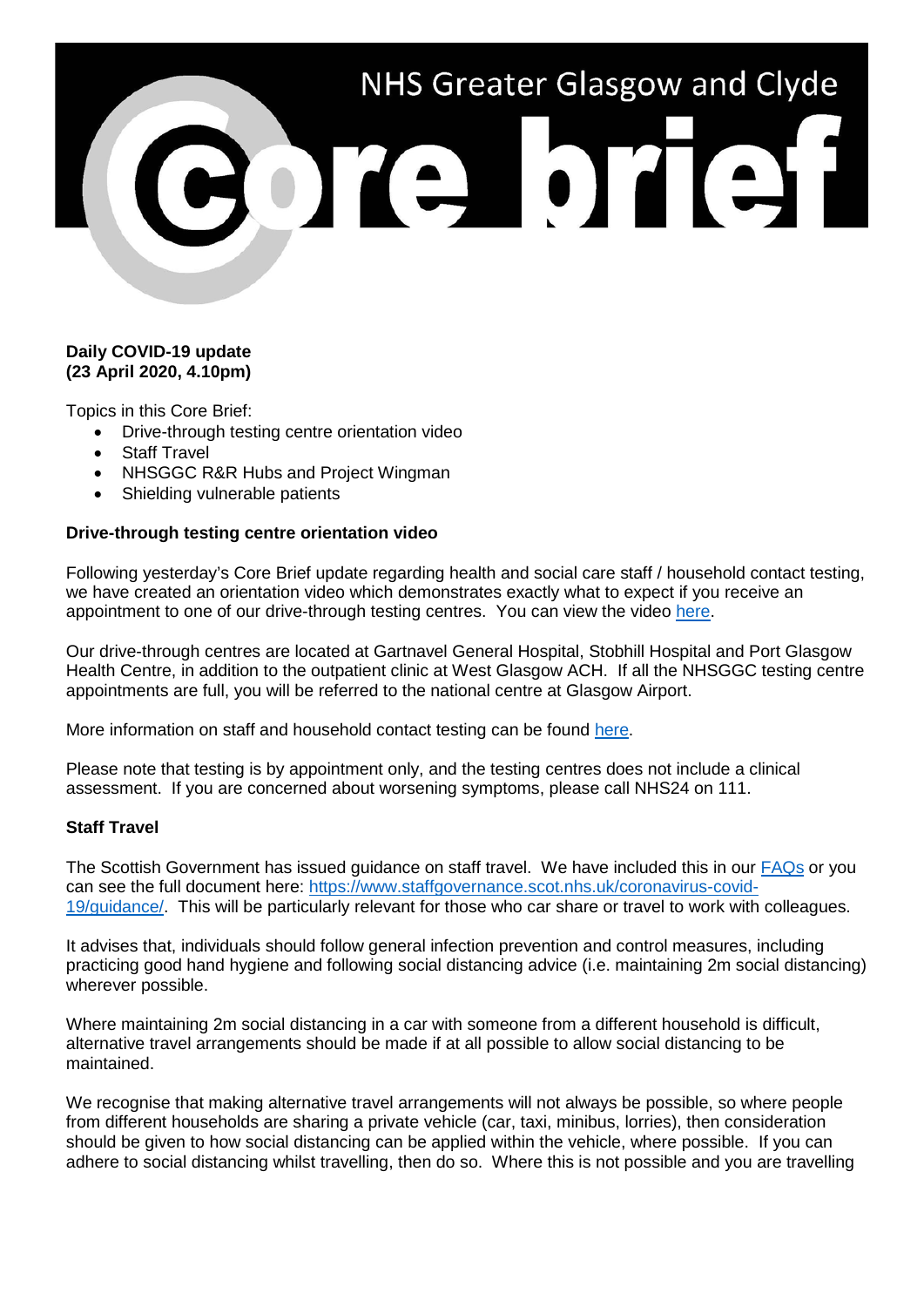# NHS Greater Glasgow and Clyde Core brief

**Daily COVID-19 update**
**(23 April 2020, 4.10pm)**

Topics in this Core Brief:

- Drive-through testing centre orientation video
- Staff Travel
- NHSGGC R&R Hubs and Project Wingman
- Shielding vulnerable patients

**Drive-through testing centre orientation video**

Following yesterday's Core Brief update regarding health and social care staff / household contact testing, we have created an orientation video which demonstrates exactly what to expect if you receive an appointment to one of our drive-through testing centres. You can view the video [here](#).

Our drive-through centres are located at Gartnavel General Hospital, Stobhill Hospital and Port Glasgow Health Centre, in addition to the outpatient clinic at West Glasgow ACH. If all the NHSGGC testing centre appointments are full, you will be referred to the national centre at Glasgow Airport.

More information on staff and household contact testing can be found [here](#).

Please note that testing is by appointment only, and the testing centres does not include a clinical assessment. If you are concerned about worsening symptoms, please call NHS24 on 111.

**Staff Travel**

The Scottish Government has issued guidance on staff travel. We have included this in our [FAQs](#) or you can see the full document here: [https://www.staffgovernance.scot.nhs.uk/coronavirus-covid-19/guidance/](https://www.staffgovernance.scot.nhs.uk/coronavirus-covid-19/guidance/). This will be particularly relevant for those who car share or travel to work with colleagues.

It advises that, individuals should follow general infection prevention and control measures, including practicing good hand hygiene and following social distancing advice (i.e. maintaining 2m social distancing) wherever possible.

Where maintaining 2m social distancing in a car with someone from a different household is difficult, alternative travel arrangements should be made if at all possible to allow social distancing to be maintained.

We recognise that making alternative travel arrangements will not always be possible, so where people from different households are sharing a private vehicle (car, taxi, minibus, lorries), then consideration should be given to how social distancing can be applied within the vehicle, where possible. If you can adhere to social distancing whilst travelling, then do so. Where this is not possible and you are travelling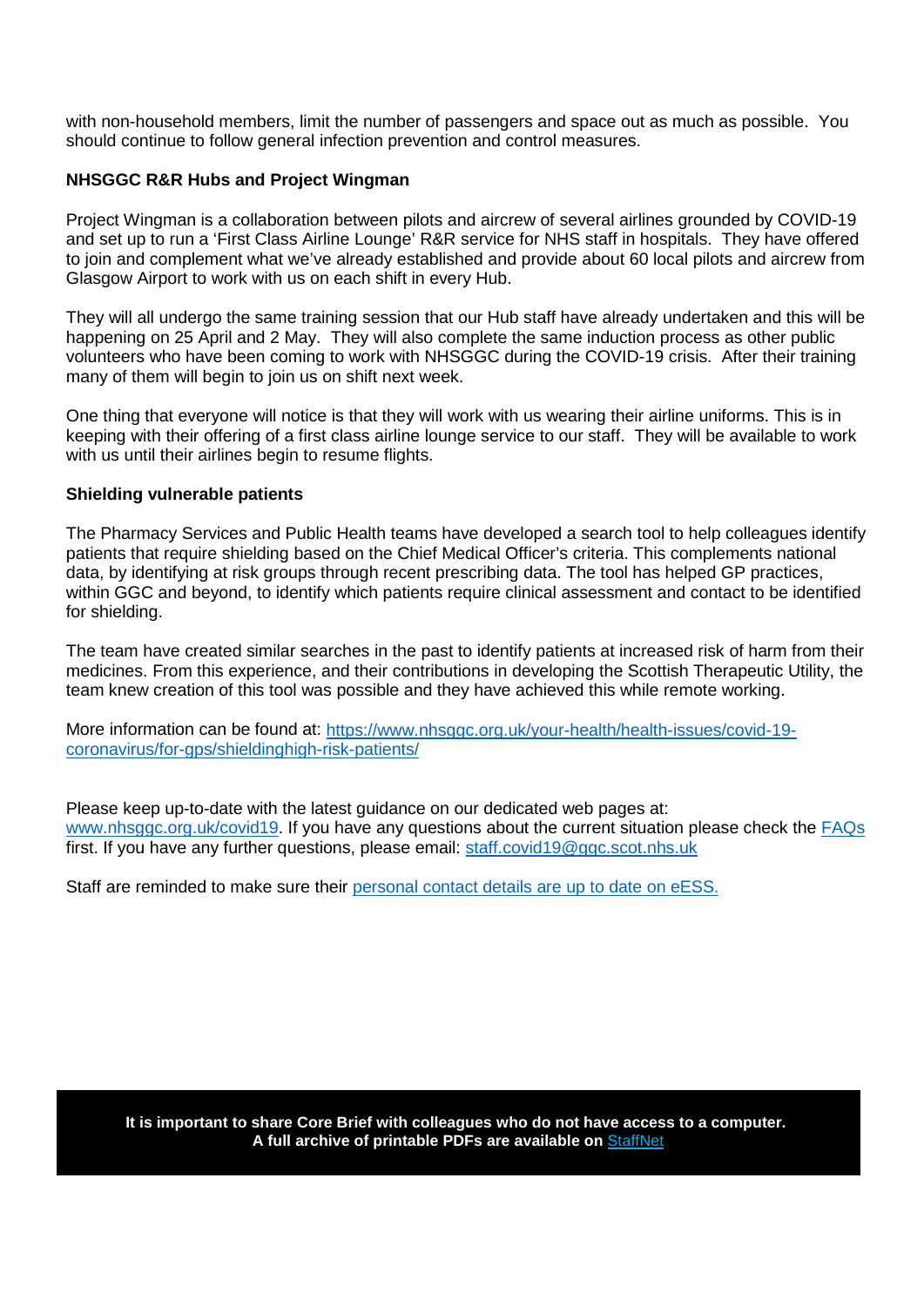with non-household members, limit the number of passengers and space out as much as possible. You should continue to follow general infection prevention and control measures.

**NHSGGC R&R Hubs and Project Wingman**

Project Wingman is a collaboration between pilots and aircrew of several airlines grounded by COVID-19 and set up to run a 'First Class Airline Lounge' R&R service for NHS staff in hospitals. They have offered to join and complement what we've already established and provide about 60 local pilots and aircrew from Glasgow Airport to work with us on each shift in every Hub.

They will all undergo the same training session that our Hub staff have already undertaken and this will be happening on 25 April and 2 May. They will also complete the same induction process as other public volunteers who have been coming to work with NHSGGC during the COVID-19 crisis. After their training many of them will begin to join us on shift next week.

One thing that everyone will notice is that they will work with us wearing their airline uniforms. This is in keeping with their offering of a first class airline lounge service to our staff. They will be available to work with us until their airlines begin to resume flights.

**Shielding vulnerable patients**

The Pharmacy Services and Public Health teams have developed a search tool to help colleagues identify patients that require shielding based on the Chief Medical Officer's criteria. This complements national data, by identifying at risk groups through recent prescribing data. The tool has helped GP practices, within GGC and beyond, to identify which patients require clinical assessment and contact to be identified for shielding.

The team have created similar searches in the past to identify patients at increased risk of harm from their medicines. From this experience, and their contributions in developing the Scottish Therapeutic Utility, the team knew creation of this tool was possible and they have achieved this while remote working.

More information can be found at: [https://www.nhsggc.org.uk/your-health/health-issues/covid-19-coronavirus/for-gps/shieldinghigh-risk-patients/](https://www.nhsggc.org.uk/your-health/health-issues/covid-19-coronavirus/for-gps/shieldinghigh-risk-patients/)

Please keep up-to-date with the latest guidance on our dedicated web pages at: [www.nhsggc.org.uk/covid19](www.nhsggc.org.uk/covid19). If you have any questions about the current situation please check the FAQs first. If you have any further questions, please email: [staff.covid19@ggc.scot.nhs.uk](mailto:staff.covid19@ggc.scot.nhs.uk)

Staff are reminded to make sure their personal contact details are up to date on eESS.

**It is important to share Core Brief with colleagues who do not have access to a computer.**
**A full archive of printable PDFs are available on StaffNet**